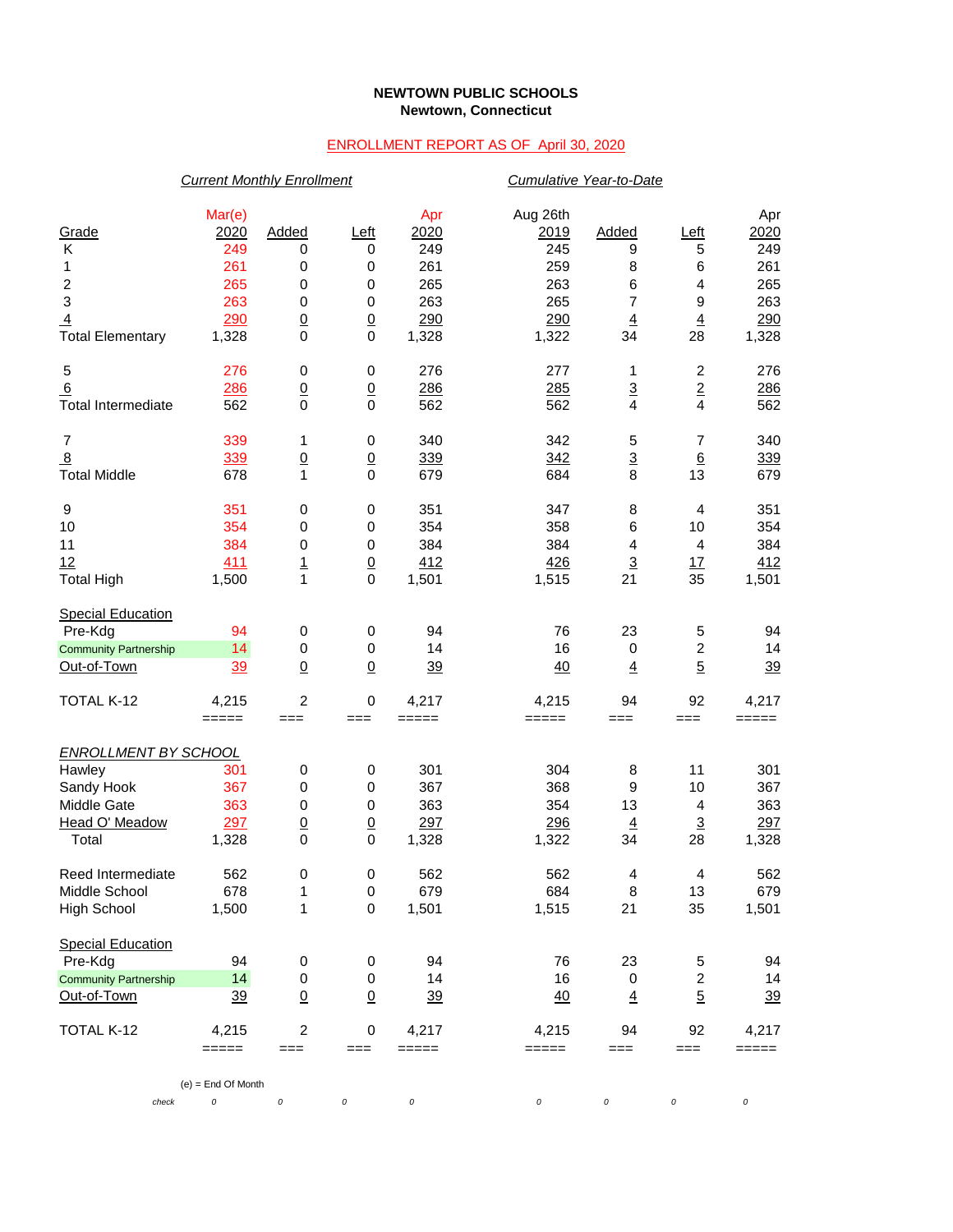**NEWTOWN PUBLIC SCHOOLS**
**Newtown, Connecticut**

ENROLLMENT REPORT AS OF April 30, 2020

| | *Current Monthly Enrollment* | | | | *Cumulative Year-to-Date* | | | |
|---|---|---|---|---|---|---|---|---|
| Grade | Mar(e) 2020 | Added | Left | Apr 2020 | Aug 26th 2019 | Added | Left | Apr 2020 |
| K | 249 | 0 | 0 | 249 | 245 | 9 | 5 | 249 |
| 1 | 261 | 0 | 0 | 261 | 259 | 8 | 6 | 261 |
| 2 | 265 | 0 | 0 | 265 | 263 | 6 | 4 | 265 |
| 3 | 263 | 0 | 0 | 263 | 265 | 7 | 9 | 263 |
| 4 | 290 | 0 | 0 | 290 | 290 | 4 | 4 | 290 |
| Total Elementary | 1,328 | 0 | 0 | 1,328 | 1,322 | 34 | 28 | 1,328 |
| | | | | | | | | |
| 5 | 276 | 0 | 0 | 276 | 277 | 1 | 2 | 276 |
| 6 | 286 | 0 | 0 | 286 | 285 | 3 | 2 | 286 |
| Total Intermediate | 562 | 0 | 0 | 562 | 562 | 4 | 4 | 562 |
| | | | | | | | | |
| 7 | 339 | 1 | 0 | 340 | 342 | 5 | 7 | 340 |
| 8 | 339 | 0 | 0 | 339 | 342 | 3 | 6 | 339 |
| Total Middle | 678 | 1 | 0 | 679 | 684 | 8 | 13 | 679 |
| | | | | | | | | |
| 9 | 351 | 0 | 0 | 351 | 347 | 8 | 4 | 351 |
| 10 | 354 | 0 | 0 | 354 | 358 | 6 | 10 | 354 |
| 11 | 384 | 0 | 0 | 384 | 384 | 4 | 4 | 384 |
| 12 | 411 | 1 | 0 | 412 | 426 | 3 | 17 | 412 |
| Total High | 1,500 | 1 | 0 | 1,501 | 1,515 | 21 | 35 | 1,501 |
| | | | | | | | | |
| Special Education | | | | | | | | |
| Pre-Kdg | 94 | 0 | 0 | 94 | 76 | 23 | 5 | 94 |
| Community Partnership | 14 | 0 | 0 | 14 | 16 | 0 | 2 | 14 |
| Out-of-Town | 39 | 0 | 0 | 39 | 40 | 4 | 5 | 39 |
| | | | | | | | | |
| TOTAL K-12 | 4,215 | 2 | 0 | 4,217 | 4,215 | 94 | 92 | 4,217 |
| | ===== | === | === | ===== | ===== | === | === | ===== |
| | | | | | | | | |
| *ENROLLMENT BY SCHOOL* | | | | | | | | |
| Hawley | 301 | 0 | 0 | 301 | 304 | 8 | 11 | 301 |
| Sandy Hook | 367 | 0 | 0 | 367 | 368 | 9 | 10 | 367 |
| Middle Gate | 363 | 0 | 0 | 363 | 354 | 13 | 4 | 363 |
| Head O' Meadow | 297 | 0 | 0 | 297 | 296 | 4 | 3 | 297 |
| Total | 1,328 | 0 | 0 | 1,328 | 1,322 | 34 | 28 | 1,328 |
| | | | | | | | | |
| Reed Intermediate | 562 | 0 | 0 | 562 | 562 | 4 | 4 | 562 |
| Middle School | 678 | 1 | 0 | 679 | 684 | 8 | 13 | 679 |
| High School | 1,500 | 1 | 0 | 1,501 | 1,515 | 21 | 35 | 1,501 |
| | | | | | | | | |
| Special Education | | | | | | | | |
| Pre-Kdg | 94 | 0 | 0 | 94 | 76 | 23 | 5 | 94 |
| Community Partnership | 14 | 0 | 0 | 14 | 16 | 0 | 2 | 14 |
| Out-of-Town | 39 | 0 | 0 | 39 | 40 | 4 | 5 | 39 |
| | | | | | | | | |
| TOTAL K-12 | 4,215 | 2 | 0 | 4,217 | 4,215 | 94 | 92 | 4,217 |
| | ===== | === | === | ===== | ===== | === | === | ===== |

(e) = End Of Month

| *check* | 0 | 0 | 0 | 0 | 0 | 0 | 0 | 0 |
|---|---|---|---|---|---|---|---|---|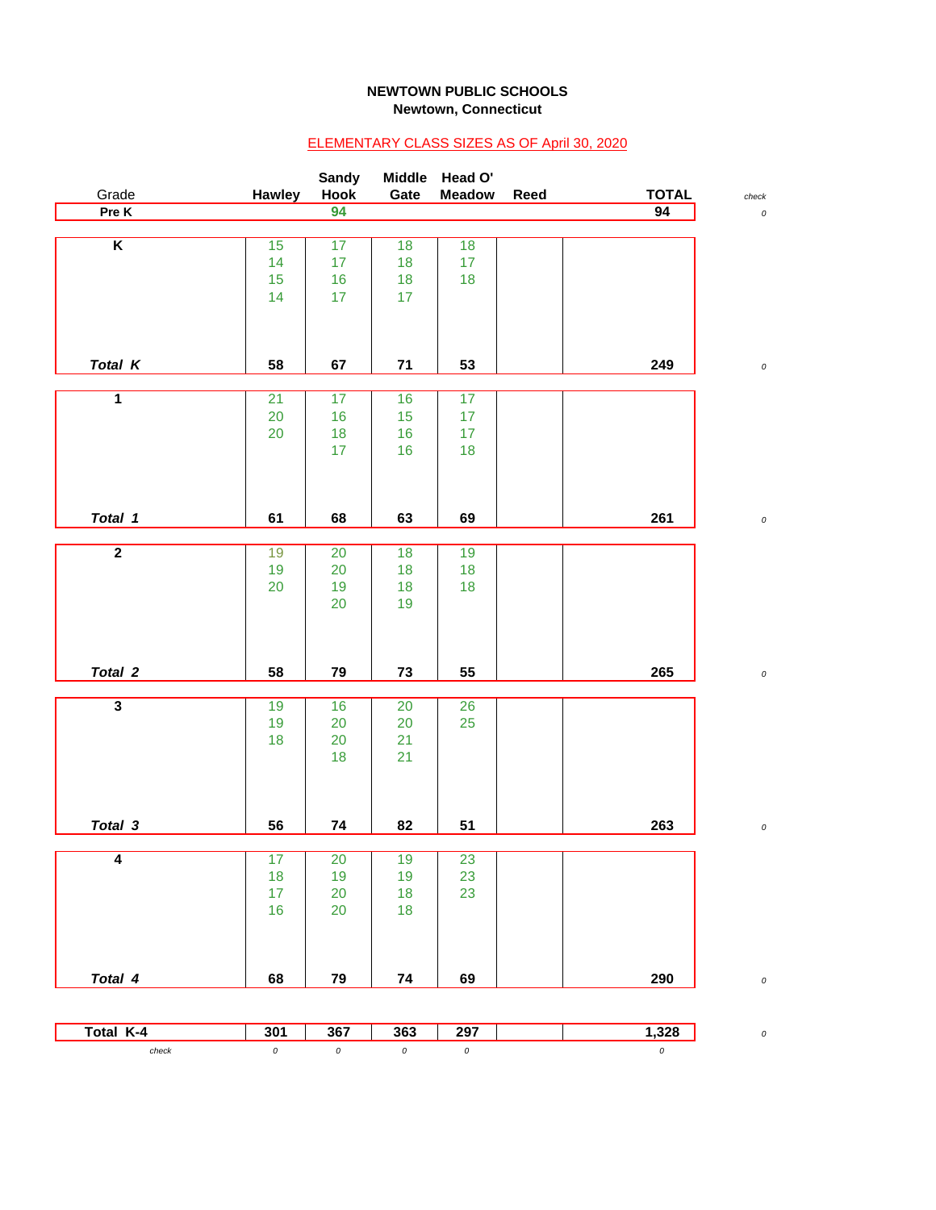**NEWTOWN PUBLIC SCHOOLS**
**Newtown, Connecticut**

ELEMENTARY CLASS SIZES AS OF April 30, 2020

| Grade | Hawley | Sandy Hook | Middle Gate | Head O' Meadow | Reed | TOTAL | check |
|---|---|---|---|---|---|---|---|
| **Pre K** | | 94 | | | | **94** | 0 |
| **K** | 15 | 17 | 18 | 18 | | | |
| | 14 | 17 | 18 | 17 | | | |
| | 15 | 16 | 18 | 18 | | | |
| | 14 | 17 | 17 | | | | |
| ***Total K*** | **58** | **67** | **71** | **53** | | **249** | 0 |
| **1** | 21 | 17 | 16 | 17 | | | |
| | 20 | 16 | 15 | 17 | | | |
| | 20 | 18 | 16 | 17 | | | |
| | | 17 | 16 | 18 | | | |
| ***Total 1*** | **61** | **68** | **63** | **69** | | **261** | 0 |
| **2** | 19 | 20 | 18 | 19 | | | |
| | 19 | 20 | 18 | 18 | | | |
| | 20 | 19 | 18 | 18 | | | |
| | | 20 | 19 | | | | |
| ***Total 2*** | **58** | **79** | **73** | **55** | | **265** | 0 |
| **3** | 19 | 16 | 20 | 26 | | | |
| | 19 | 20 | 20 | 25 | | | |
| | 18 | 20 | 21 | | | | |
| | | 18 | 21 | | | | |
| ***Total 3*** | **56** | **74** | **82** | **51** | | **263** | 0 |
| **4** | 17 | 20 | 19 | 23 | | | |
| | 18 | 19 | 19 | 23 | | | |
| | 17 | 20 | 18 | 23 | | | |
| | 16 | 20 | 18 | | | | |
| ***Total 4*** | **68** | **79** | **74** | **69** | | **290** | 0 |
| **Total K-4** | **301** | **367** | **363** | **297** | | **1,328** | 0 |
| *check* | *0* | *0* | *0* | *0* | | *0* | |